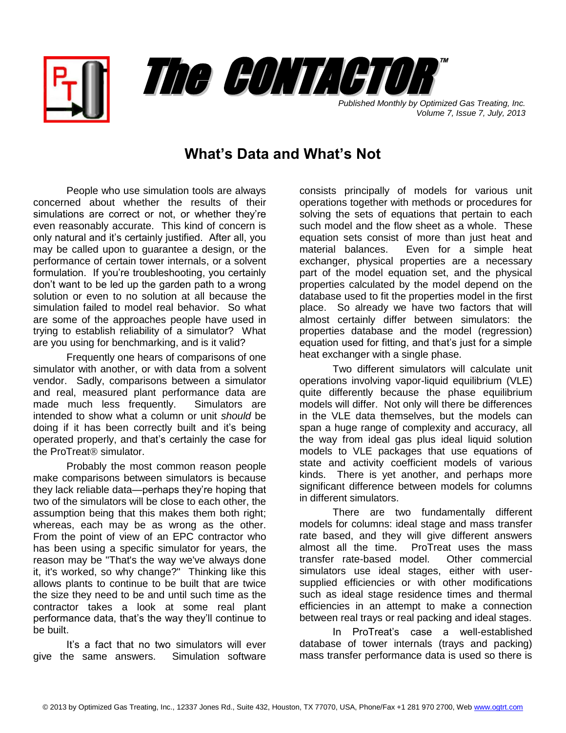# The CONTACTOR™

*Published Monthly by Optimized Gas Treating, Inc.*
*Volume 7, Issue 7, July, 2013*

## What's Data and What's Not

People who use simulation tools are always concerned about whether the results of their simulations are correct or not, or whether they're even reasonably accurate. This kind of concern is only natural and it's certainly justified. After all, you may be called upon to guarantee a design, or the performance of certain tower internals, or a solvent formulation. If you're troubleshooting, you certainly don't want to be led up the garden path to a wrong solution or even to no solution at all because the simulation failed to model real behavior. So what are some of the approaches people have used in trying to establish reliability of a simulator? What are you using for benchmarking, and is it valid?

Frequently one hears of comparisons of one simulator with another, or with data from a solvent vendor. Sadly, comparisons between a simulator and real, measured plant performance data are made much less frequently. Simulators are intended to show what a column or unit *should* be doing if it has been correctly built and it's being operated properly, and that's certainly the case for the ProTreat® simulator.

Probably the most common reason people make comparisons between simulators is because they lack reliable data—perhaps they're hoping that two of the simulators will be close to each other, the assumption being that this makes them both right; whereas, each may be as wrong as the other. From the point of view of an EPC contractor who has been using a specific simulator for years, the reason may be "That's the way we've always done it, it's worked, so why change?" Thinking like this allows plants to continue to be built that are twice the size they need to be and until such time as the contractor takes a look at some real plant performance data, that's the way they'll continue to be built.

It's a fact that no two simulators will ever give the same answers. Simulation software consists principally of models for various unit operations together with methods or procedures for solving the sets of equations that pertain to each such model and the flow sheet as a whole. These equation sets consist of more than just heat and material balances. Even for a simple heat exchanger, physical properties are a necessary part of the model equation set, and the physical properties calculated by the model depend on the database used to fit the properties model in the first place. So already we have two factors that will almost certainly differ between simulators: the properties database and the model (regression) equation used for fitting, and that's just for a simple heat exchanger with a single phase.

Two different simulators will calculate unit operations involving vapor-liquid equilibrium (VLE) quite differently because the phase equilibrium models will differ. Not only will there be differences in the VLE data themselves, but the models can span a huge range of complexity and accuracy, all the way from ideal gas plus ideal liquid solution models to VLE packages that use equations of state and activity coefficient models of various kinds. There is yet another, and perhaps more significant difference between models for columns in different simulators.

There are two fundamentally different models for columns: ideal stage and mass transfer rate based, and they will give different answers almost all the time. ProTreat uses the mass transfer rate-based model. Other commercial simulators use ideal stages, either with user-supplied efficiencies or with other modifications such as ideal stage residence times and thermal efficiencies in an attempt to make a connection between real trays or real packing and ideal stages.

In ProTreat's case a well-established database of tower internals (trays and packing) mass transfer performance data is used so there is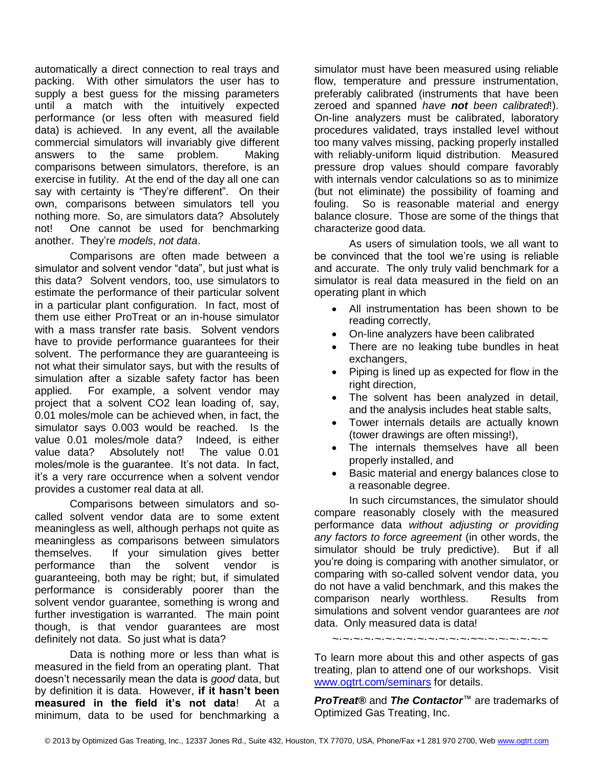automatically a direct connection to real trays and packing. With other simulators the user has to supply a best guess for the missing parameters until a match with the intuitively expected performance (or less often with measured field data) is achieved. In any event, all the available commercial simulators will invariably give different answers to the same problem. Making comparisons between simulators, therefore, is an exercise in futility. At the end of the day all one can say with certainty is "They're different". On their own, comparisons between simulators tell you nothing more. So, are simulators data? Absolutely not! One cannot be used for benchmarking another. They're *models*, *not data*.

Comparisons are often made between a simulator and solvent vendor "data", but just what is this data? Solvent vendors, too, use simulators to estimate the performance of their particular solvent in a particular plant configuration. In fact, most of them use either ProTreat or an in-house simulator with a mass transfer rate basis. Solvent vendors have to provide performance guarantees for their solvent. The performance they are guaranteeing is not what their simulator says, but with the results of simulation after a sizable safety factor has been applied. For example, a solvent vendor may project that a solvent $CO_2$ lean loading of, say, 0.01 moles/mole can be achieved when, in fact, the simulator says 0.003 would be reached. Is the value 0.01 moles/mole data? Indeed, is either value data? Absolutely not! The value 0.01 moles/mole is the guarantee. It's not data. In fact, it's a very rare occurrence when a solvent vendor provides a customer real data at all.

Comparisons between simulators and so-called solvent vendor data are to some extent meaningless as well, although perhaps not quite as meaningless as comparisons between simulators themselves. If your simulation gives better performance than the solvent vendor is guaranteeing, both may be right; but, if simulated performance is considerably poorer than the solvent vendor guarantee, something is wrong and further investigation is warranted. The main point though, is that vendor guarantees are most definitely not data. So just what is data?

Data is nothing more or less than what is measured in the field from an operating plant. That doesn't necessarily mean the data is *good* data, but by definition it is data. However, **if it hasn't been measured in the field it's not data**! At a minimum, data to be used for benchmarking a simulator must have been measured using reliable flow, temperature and pressure instrumentation, preferably calibrated (instruments that have been zeroed and spanned *have **not** been calibrated*!). On-line analyzers must be calibrated, laboratory procedures validated, trays installed level without too many valves missing, packing properly installed with reliably-uniform liquid distribution. Measured pressure drop values should compare favorably with internals vendor calculations so as to minimize (but not eliminate) the possibility of foaming and fouling. So is reasonable material and energy balance closure. Those are some of the things that characterize good data.

As users of simulation tools, we all want to be convinced that the tool we're using is reliable and accurate. The only truly valid benchmark for a simulator is real data measured in the field on an operating plant in which

- All instrumentation has been shown to be reading correctly,
- On-line analyzers have been calibrated
- There are no leaking tube bundles in heat exchangers,
- Piping is lined up as expected for flow in the right direction,
- The solvent has been analyzed in detail, and the analysis includes heat stable salts,
- Tower internals details are actually known (tower drawings are often missing!),
- The internals themselves have all been properly installed, and
- Basic material and energy balances close to a reasonable degree.

In such circumstances, the simulator should compare reasonably closely with the measured performance data *without adjusting or providing any factors to force agreement* (in other words, the simulator should be truly predictive). But if all you're doing is comparing with another simulator, or comparing with so-called solvent vendor data, you do not have a valid benchmark, and this makes the comparison nearly worthless. Results from simulations and solvent vendor guarantees are *not* data. Only measured data is data!

~.~.~.~.~.~.~.~.~.~.~.~.~.~.~~.~.~.~.~.~.~.~

To learn more about this and other aspects of gas treating, plan to attend one of our workshops. Visit www.ogtrt.com/seminars for details.

***ProTreat®*** and ***The Contactor***™ are trademarks of Optimized Gas Treating, Inc.

© 2013 by Optimized Gas Treating, Inc., 12337 Jones Rd., Suite 432, Houston, TX 77070, USA, Phone/Fax +1 281 970 2700, Web www.ogtrt.com